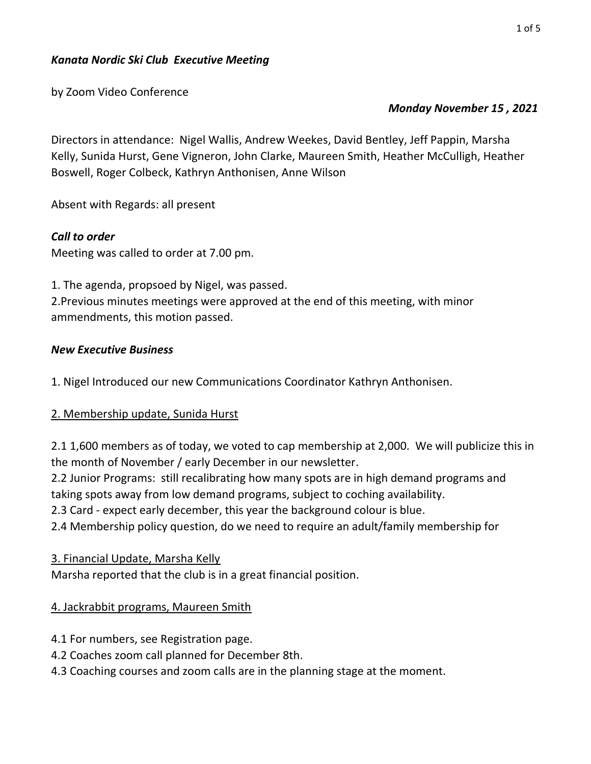***Kanata Nordic Ski Club Executive Meeting***

by Zoom Video Conference

***Monday November 15 , 2021***

Directors in attendance: Nigel Wallis, Andrew Weekes, David Bentley, Jeff Pappin, Marsha Kelly, Sunida Hurst, Gene Vigneron, John Clarke, Maureen Smith, Heather McCulligh, Heather Boswell, Roger Colbeck, Kathryn Anthonisen, Anne Wilson

Absent with Regards: all present

***Call to order***

Meeting was called to order at 7.00 pm.

1. The agenda, propsoed by Nigel, was passed.
2.Previous minutes meetings were approved at the end of this meeting, with minor ammendments, this motion passed.

***New Executive Business***

1. Nigel Introduced our new Communications Coordinator Kathryn Anthonisen.

<u>2. Membership update, Sunida Hurst</u>

2.1 1,600 members as of today, we voted to cap membership at 2,000. We will publicize this in the month of November / early December in our newsletter.
2.2 Junior Programs: still recalibrating how many spots are in high demand programs and taking spots away from low demand programs, subject to coching availability.
2.3 Card - expect early december, this year the background colour is blue.
2.4 Membership policy question, do we need to require an adult/family membership for

<u>3. Financial Update, Marsha Kelly</u>

Marsha reported that the club is in a great financial position.

<u>4. Jackrabbit programs, Maureen Smith</u>

4.1 For numbers, see Registration page.
4.2 Coaches zoom call planned for December 8th.
4.3 Coaching courses and zoom calls are in the planning stage at the moment.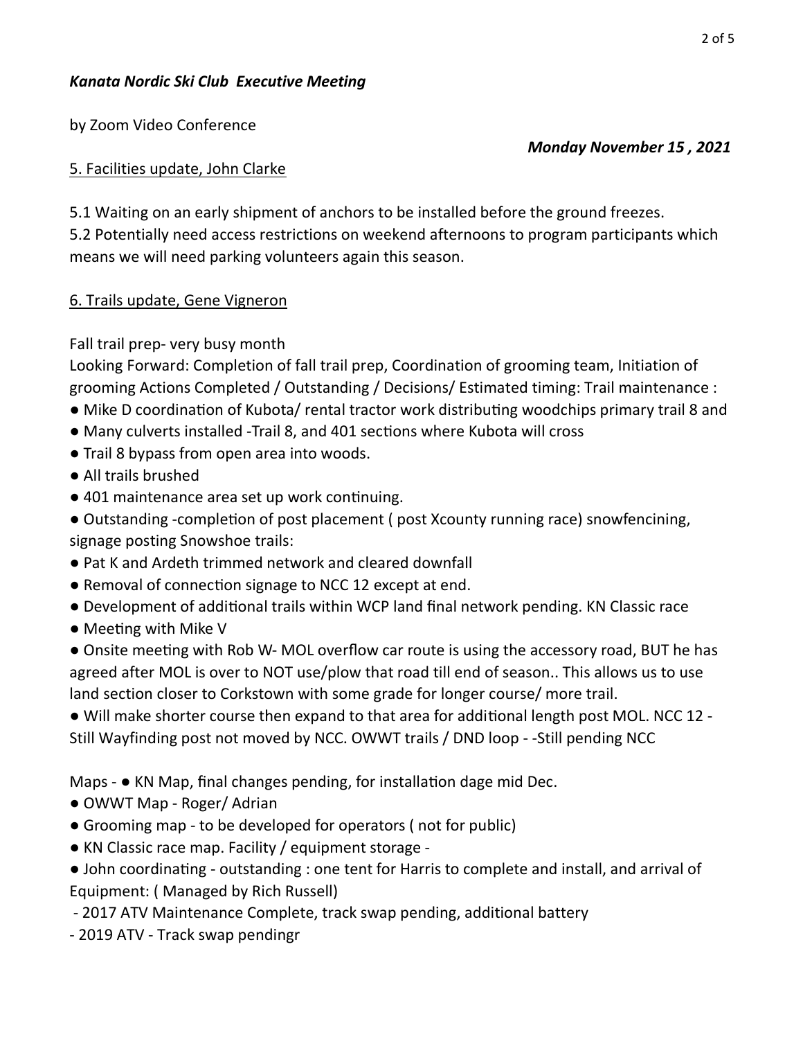*Kanata Nordic Ski Club Executive Meeting*

by Zoom Video Conference

***Monday November 15 , 2021***

5. Facilities update, John Clarke

5.1 Waiting on an early shipment of anchors to be installed before the ground freezes.
5.2 Potentially need access restrictions on weekend afternoons to program participants which means we will need parking volunteers again this season.

6. Trails update, Gene Vigneron

Fall trail prep- very busy month
Looking Forward: Completion of fall trail prep, Coordination of grooming team, Initiation of grooming Actions Completed / Outstanding / Decisions/ Estimated timing: Trail maintenance :

- Mike D coordination of Kubota/ rental tractor work distributing woodchips primary trail 8 and
- Many culverts installed -Trail 8, and 401 sections where Kubota will cross
- Trail 8 bypass from open area into woods.
- All trails brushed
- 401 maintenance area set up work continuing.
- Outstanding -completion of post placement ( post Xcounty running race) snowfencining, signage posting Snowshoe trails:
- Pat K and Ardeth trimmed network and cleared downfall
- Removal of connection signage to NCC 12 except at end.
- Development of additional trails within WCP land final network pending. KN Classic race
- Meeting with Mike V
- Onsite meeting with Rob W- MOL overflow car route is using the accessory road, BUT he has agreed after MOL is over to NOT use/plow that road till end of season.. This allows us to use land section closer to Corkstown with some grade for longer course/ more trail.
- Will make shorter course then expand to that area for additional length post MOL. NCC 12 - Still Wayfinding post not moved by NCC. OWWT trails / DND loop - -Still pending NCC

Maps - ● KN Map, final changes pending, for installation dage mid Dec.

- OWWT Map - Roger/ Adrian
- Grooming map - to be developed for operators ( not for public)
- KN Classic race map. Facility / equipment storage -
- John coordinating - outstanding : one tent for Harris to complete and install, and arrival of Equipment: ( Managed by Rich Russell)

- 2017 ATV Maintenance Complete, track swap pending, additional battery
- 2019 ATV - Track swap pendingr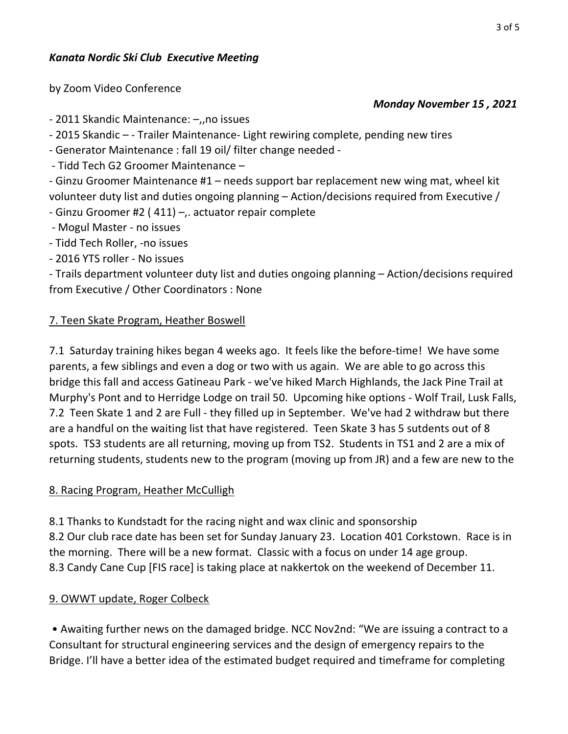***Kanata Nordic Ski Club Executive Meeting***

by Zoom Video Conference

***Monday November 15 , 2021***

- 2011 Skandic Maintenance: –,,no issues
- 2015 Skandic – - Trailer Maintenance- Light rewiring complete, pending new tires
- Generator Maintenance : fall 19 oil/ filter change needed -
- Tidd Tech G2 Groomer Maintenance –
- Ginzu Groomer Maintenance #1 – needs support bar replacement new wing mat, wheel kit volunteer duty list and duties ongoing planning – Action/decisions required from Executive /
- Ginzu Groomer #2 ( 411) –,. actuator repair complete
- Mogul Master - no issues
- Tidd Tech Roller, -no issues
- 2016 YTS roller - No issues
- Trails department volunteer duty list and duties ongoing planning – Action/decisions required from Executive / Other Coordinators : None

<u>7. Teen Skate Program, Heather Boswell</u>

7.1 Saturday training hikes began 4 weeks ago. It feels like the before-time! We have some parents, a few siblings and even a dog or two with us again. We are able to go across this bridge this fall and access Gatineau Park - we've hiked March Highlands, the Jack Pine Trail at Murphy's Pont and to Herridge Lodge on trail 50. Upcoming hike options - Wolf Trail, Lusk Falls,
7.2 Teen Skate 1 and 2 are Full - they filled up in September. We've had 2 withdraw but there are a handful on the waiting list that have registered. Teen Skate 3 has 5 sutdents out of 8 spots. TS3 students are all returning, moving up from TS2. Students in TS1 and 2 are a mix of returning students, students new to the program (moving up from JR) and a few are new to the

<u>8. Racing Program, Heather McCulligh</u>

8.1 Thanks to Kundstadt for the racing night and wax clinic and sponsorship
8.2 Our club race date has been set for Sunday January 23. Location 401 Corkstown. Race is in the morning. There will be a new format. Classic with a focus on under 14 age group.
8.3 Candy Cane Cup [FIS race] is taking place at nakkertok on the weekend of December 11.

<u>9. OWWT update, Roger Colbeck</u>

- Awaiting further news on the damaged bridge. NCC Nov2nd: "We are issuing a contract to a Consultant for structural engineering services and the design of emergency repairs to the Bridge. I'll have a better idea of the estimated budget required and timeframe for completing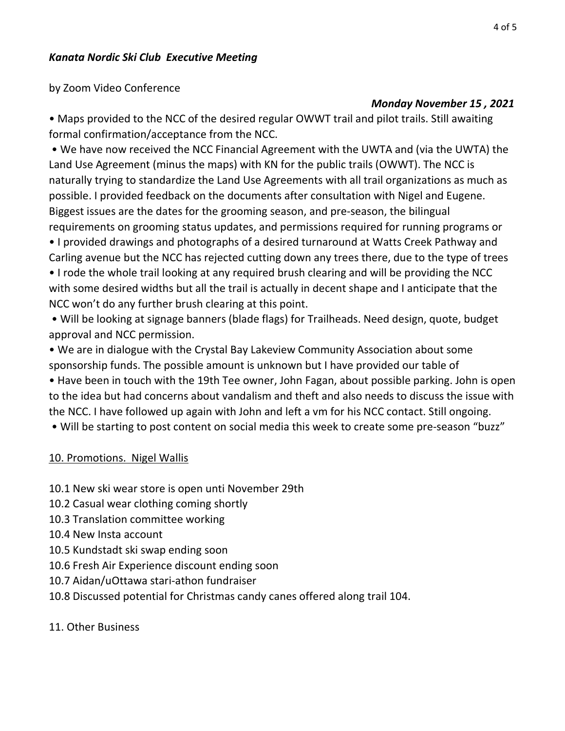***Kanata Nordic Ski Club Executive Meeting***

by Zoom Video Conference

***Monday November 15 , 2021***

- Maps provided to the NCC of the desired regular OWWT trail and pilot trails. Still awaiting formal confirmation/acceptance from the NCC.
- We have now received the NCC Financial Agreement with the UWTA and (via the UWTA) the Land Use Agreement (minus the maps) with KN for the public trails (OWWT). The NCC is naturally trying to standardize the Land Use Agreements with all trail organizations as much as possible. I provided feedback on the documents after consultation with Nigel and Eugene. Biggest issues are the dates for the grooming season, and pre-season, the bilingual requirements on grooming status updates, and permissions required for running programs or
- I provided drawings and photographs of a desired turnaround at Watts Creek Pathway and Carling avenue but the NCC has rejected cutting down any trees there, due to the type of trees
- I rode the whole trail looking at any required brush clearing and will be providing the NCC with some desired widths but all the trail is actually in decent shape and I anticipate that the NCC won't do any further brush clearing at this point.
- Will be looking at signage banners (blade flags) for Trailheads. Need design, quote, budget approval and NCC permission.
- We are in dialogue with the Crystal Bay Lakeview Community Association about some sponsorship funds. The possible amount is unknown but I have provided our table of
- Have been in touch with the 19th Tee owner, John Fagan, about possible parking. John is open to the idea but had concerns about vandalism and theft and also needs to discuss the issue with the NCC. I have followed up again with John and left a vm for his NCC contact. Still ongoing.
- Will be starting to post content on social media this week to create some pre-season "buzz"

## 10. Promotions. Nigel Wallis

10.1 New ski wear store is open unti November 29th

10.2 Casual wear clothing coming shortly

10.3 Translation committee working

10.4 New Insta account

10.5 Kundstadt ski swap ending soon

10.6 Fresh Air Experience discount ending soon

10.7 Aidan/uOttawa stari-athon fundraiser

10.8 Discussed potential for Christmas candy canes offered along trail 104.

## 11. Other Business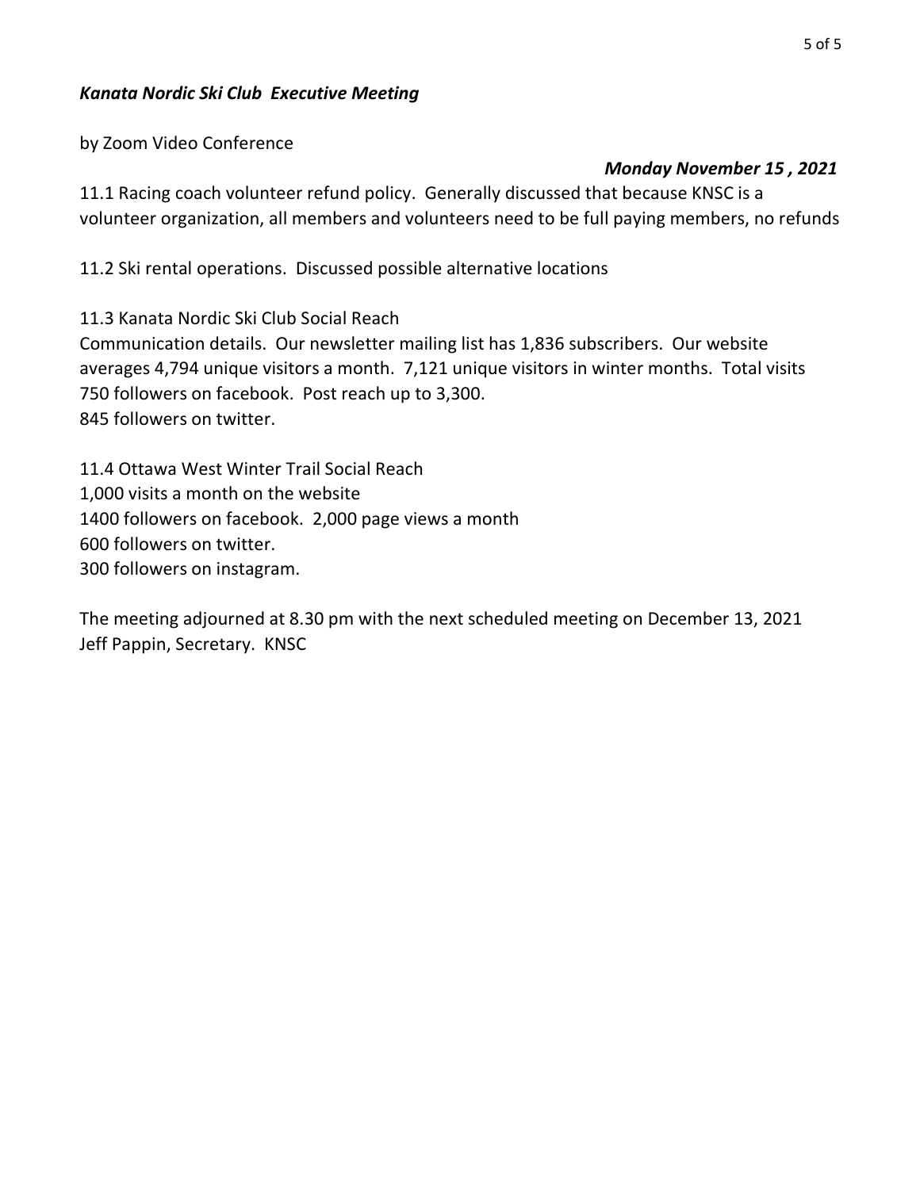***Kanata Nordic Ski Club Executive Meeting***

by Zoom Video Conference

***Monday November 15 , 2021***

11.1 Racing coach volunteer refund policy. Generally discussed that because KNSC is a volunteer organization, all members and volunteers need to be full paying members, no refunds

11.2 Ski rental operations. Discussed possible alternative locations

11.3 Kanata Nordic Ski Club Social Reach
Communication details. Our newsletter mailing list has 1,836 subscribers. Our website averages 4,794 unique visitors a month. 7,121 unique visitors in winter months. Total visits
750 followers on facebook. Post reach up to 3,300.
845 followers on twitter.

11.4 Ottawa West Winter Trail Social Reach
1,000 visits a month on the website
1400 followers on facebook. 2,000 page views a month
600 followers on twitter.
300 followers on instagram.

The meeting adjourned at 8.30 pm with the next scheduled meeting on December 13, 2021
Jeff Pappin, Secretary. KNSC